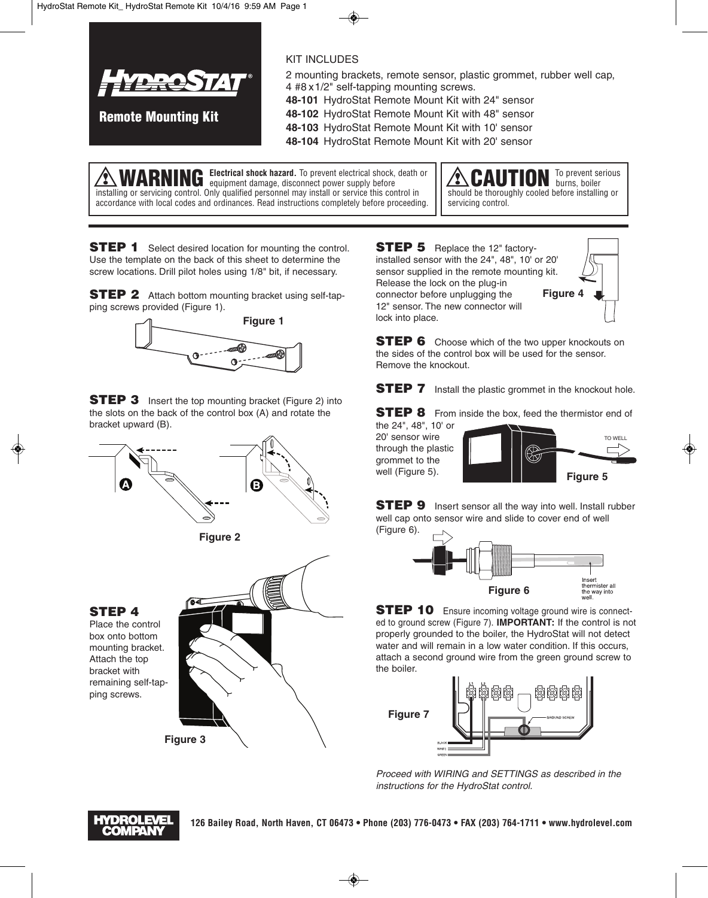# HYDROSTAT®

## Remote Mounting Kit

KIT INCLUDES

2 mounting brackets, remote sensor, plastic grommet, rubber well cap, 4 #8 x 1/2" self-tapping mounting screws.

**48-101** HydroStat Remote Mount Kit with 24" sensor
**48-102** HydroStat Remote Mount Kit with 48" sensor
**48-103** HydroStat Remote Mount Kit with 10' sensor
**48-104** HydroStat Remote Mount Kit with 20' sensor

**⚠ WARNING** **Electrical shock hazard.** To prevent electrical shock, death or equipment damage, disconnect power supply before installing or servicing control. Only qualified personnel may install or service this control in accordance with local codes and ordinances. Read instructions completely before proceeding.

**⚠ CAUTION** To prevent serious burns, boiler should be thoroughly cooled before installing or servicing control.

**STEP 1** Select desired location for mounting the control. Use the template on the back of this sheet to determine the screw locations. Drill pilot holes using 1/8" bit, if necessary.

**STEP 2** Attach bottom mounting bracket using self-tapping screws provided (Figure 1).

Figure 1

**STEP 3** Insert the top mounting bracket (Figure 2) into the slots on the back of the control box (A) and rotate the bracket upward (B).

Figure 2

**STEP 4** Place the control box onto bottom mounting bracket. Attach the top bracket with remaining self-tapping screws.

Figure 3

**STEP 5** Replace the 12" factory-installed sensor with the 24", 48", 10' or 20' sensor supplied in the remote mounting kit. Release the lock on the plug-in connector before unplugging the 12" sensor. The new connector will lock into place.

Figure 4

**STEP 6** Choose which of the two upper knockouts on the sides of the control box will be used for the sensor. Remove the knockout.

**STEP 7** Install the plastic grommet in the knockout hole.

**STEP 8** From inside the box, feed the thermistor end of the 24", 48", 10' or 20' sensor wire through the plastic grommet to the well (Figure 5).

TO WELL

Figure 5

**STEP 9** Insert sensor all the way into well. Install rubber well cap onto sensor wire and slide to cover end of well (Figure 6).

Insert thermister all the way into well.

Figure 6

**STEP 10** Ensure incoming voltage ground wire is connected to ground screw (Figure 7). **IMPORTANT:** If the control is not properly grounded to the boiler, the HydroStat will not detect water and will remain in a low water condition. If this occurs, attach a second ground wire from the green ground screw to the boiler.

L1 L2 GROUND SCREW BLACK WHITE GREEN

Figure 7

*Proceed with WIRING and SETTINGS as described in the instructions for the HydroStat control.*

**HYDROLEVEL COMPANY** 126 Bailey Road, North Haven, CT 06473 • Phone (203) 776-0473 • FAX (203) 764-1711 • www.hydrolevel.com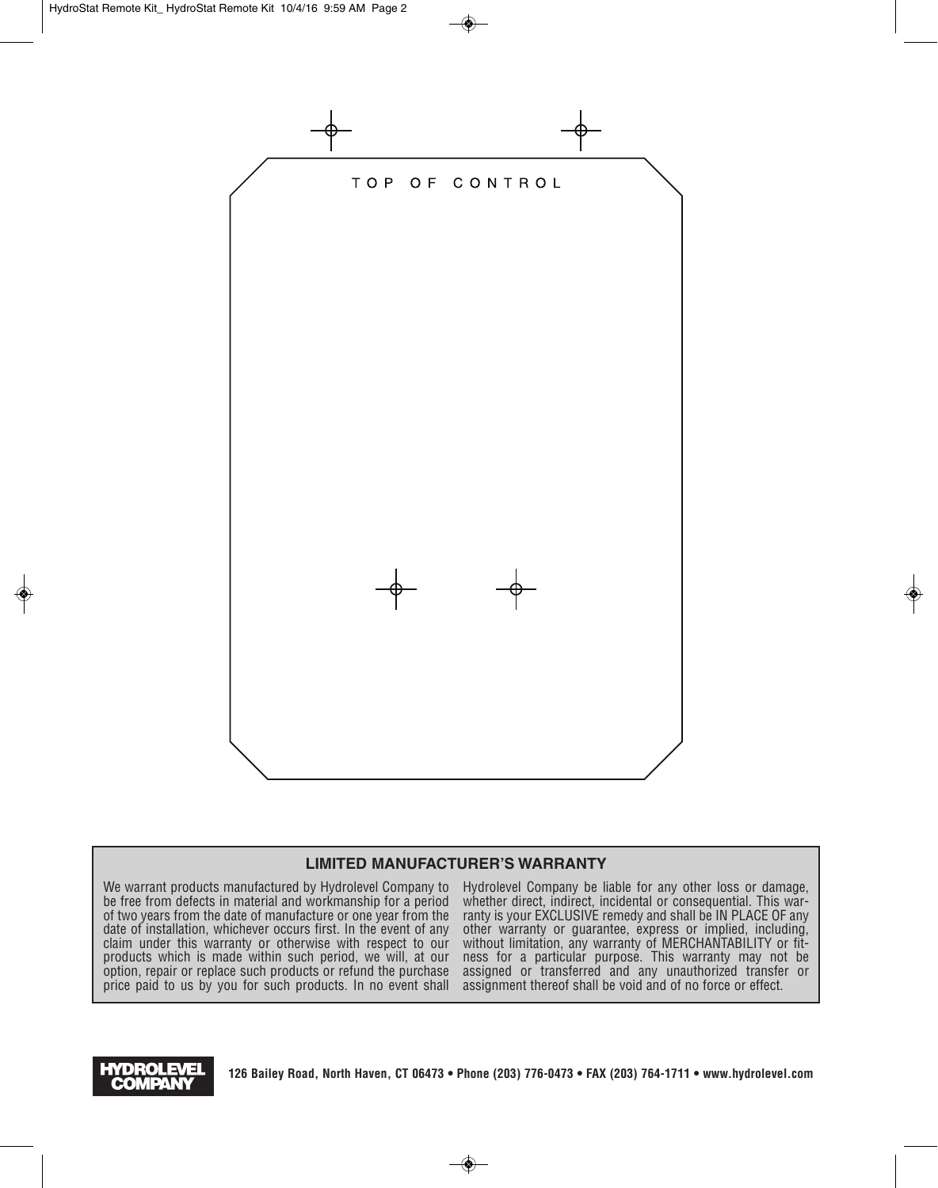TOP OF CONTROL

## LIMITED MANUFACTURER'S WARRANTY

We warrant products manufactured by Hydrolevel Company to be free from defects in material and workmanship for a period of two years from the date of manufacture or one year from the date of installation, whichever occurs first. In the event of any claim under this warranty or otherwise with respect to our products which is made within such period, we will, at our option, repair or replace such products or refund the purchase price paid to us by you for such products. In no event shall Hydrolevel Company be liable for any other loss or damage, whether direct, indirect, incidental or consequential. This warranty is your EXCLUSIVE remedy and shall be IN PLACE OF any other warranty or guarantee, express or implied, including, without limitation, any warranty of MERCHANTABILITY or fitness for a particular purpose. This warranty may not be assigned or transferred and any unauthorized transfer or assignment thereof shall be void and of no force or effect.

**HYDROLEVEL COMPANY**

**126 Bailey Road, North Haven, CT 06473 • Phone (203) 776-0473 • FAX (203) 764-1711 • www.hydrolevel.com**